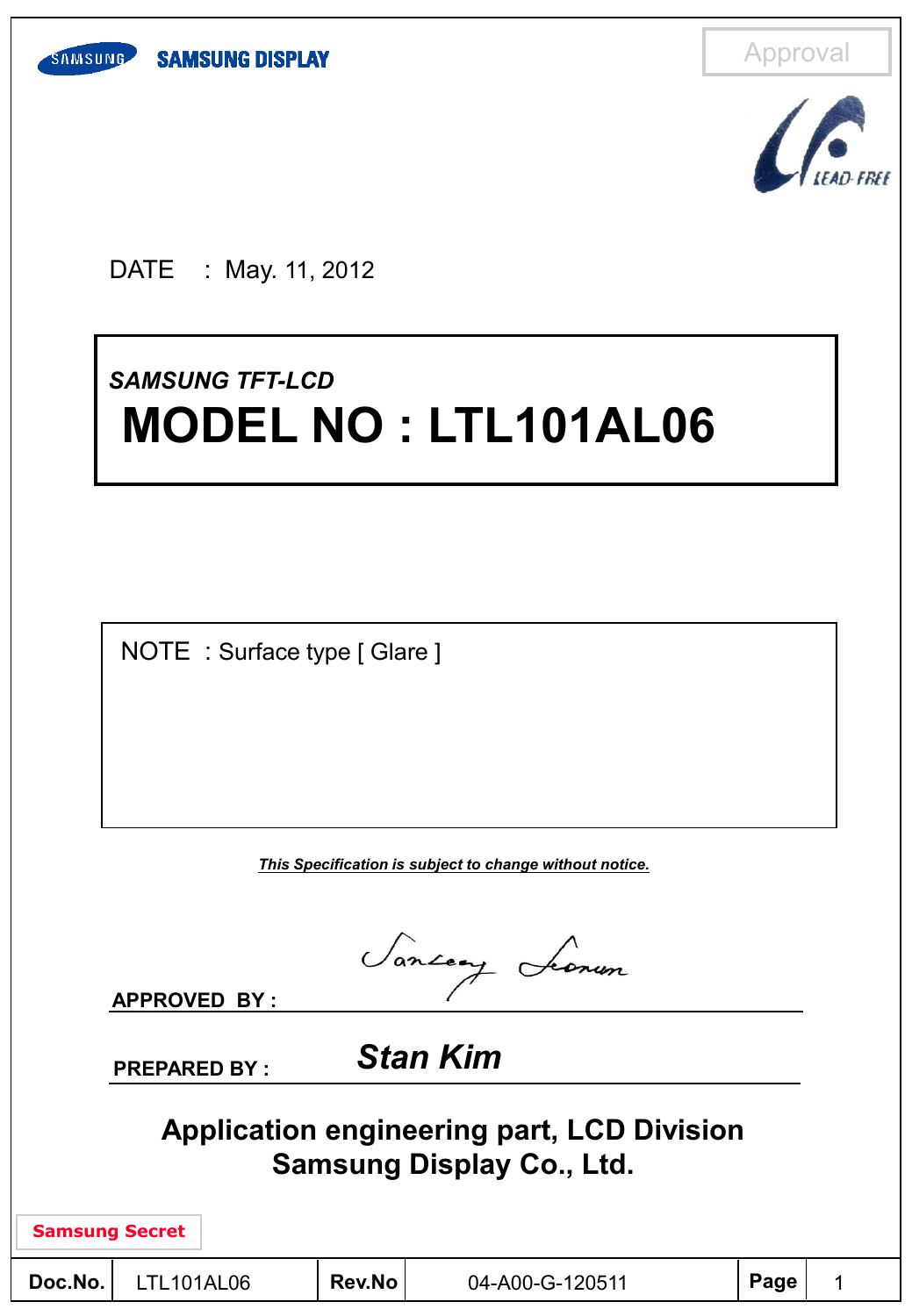SAMSUNG DISPLAY

Approval

DATE : May. 11, 2012

*SAMSUNG TFT-LCD*

# MODEL NO : LTL101AL06

NOTE : Surface type [ Glare ]

***This Specification is subject to change without notice.***

**APPROVED BY :**

**PREPARED BY :** ***Stan Kim***

**Application engineering part, LCD Division**
**Samsung Display Co., Ltd.**

**Samsung Secret**

| Doc.No. | LTL101AL06 | Rev.No | 04-A00-G-120511 | Page | 1 |
|---|---|---|---|---|---|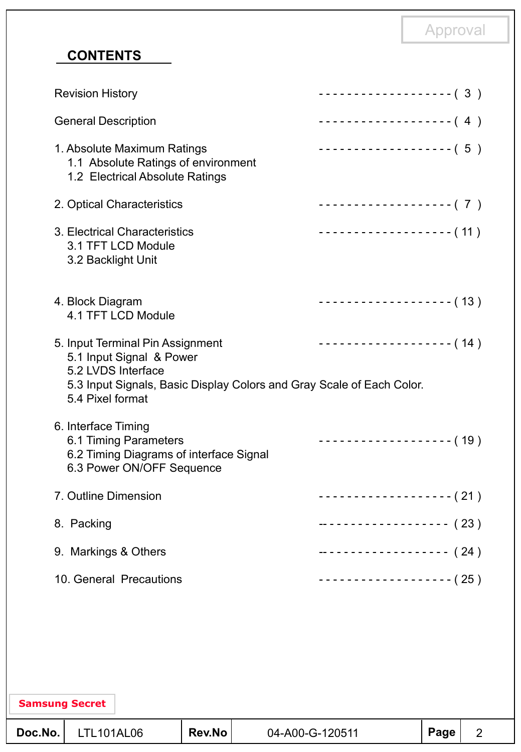Approval

## CONTENTS

Revision History ------------------- ( 3 )

General Description ------------------- ( 4 )

1. Absolute Maximum Ratings ------------------- ( 5 )
   - 1.1 Absolute Ratings of environment
   - 1.2 Electrical Absolute Ratings

2. Optical Characteristics ------------------- ( 7 )

3. Electrical Characteristics ------------------- ( 11 )
   - 3.1 TFT LCD Module
   - 3.2 Backlight Unit

4. Block Diagram ------------------- ( 13 )
   - 4.1 TFT LCD Module

5. Input Terminal Pin Assignment ------------------- ( 14 )
   - 5.1 Input Signal & Power
   - 5.2 LVDS Interface
   - 5.3 Input Signals, Basic Display Colors and Gray Scale of Each Color.
   - 5.4 Pixel format

6. Interface Timing
   - 6.1 Timing Parameters ------------------- ( 19 )
   - 6.2 Timing Diagrams of interface Signal
   - 6.3 Power ON/OFF Sequence

7. Outline Dimension ------------------- ( 21 )

8. Packing ------------------- ( 23 )

9. Markings & Others ------------------- ( 24 )

10. General Precautions ------------------- ( 25 )

Samsung Secret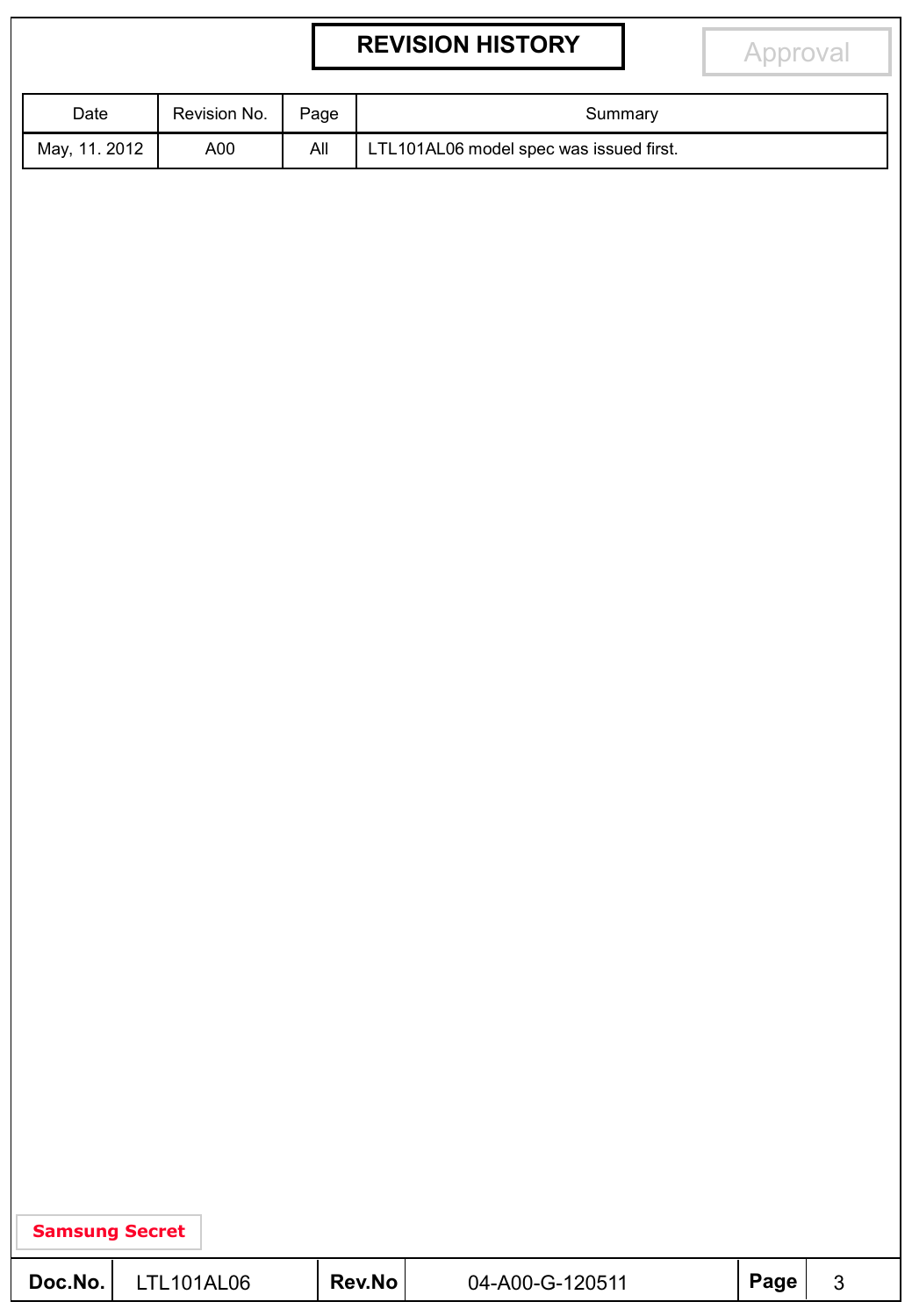# REVISION HISTORY

| Date | Revision No. | Page | Summary |
|---|---|---|---|
| May, 11. 2012 | A00 | All | LTL101AL06 model spec was issued first. |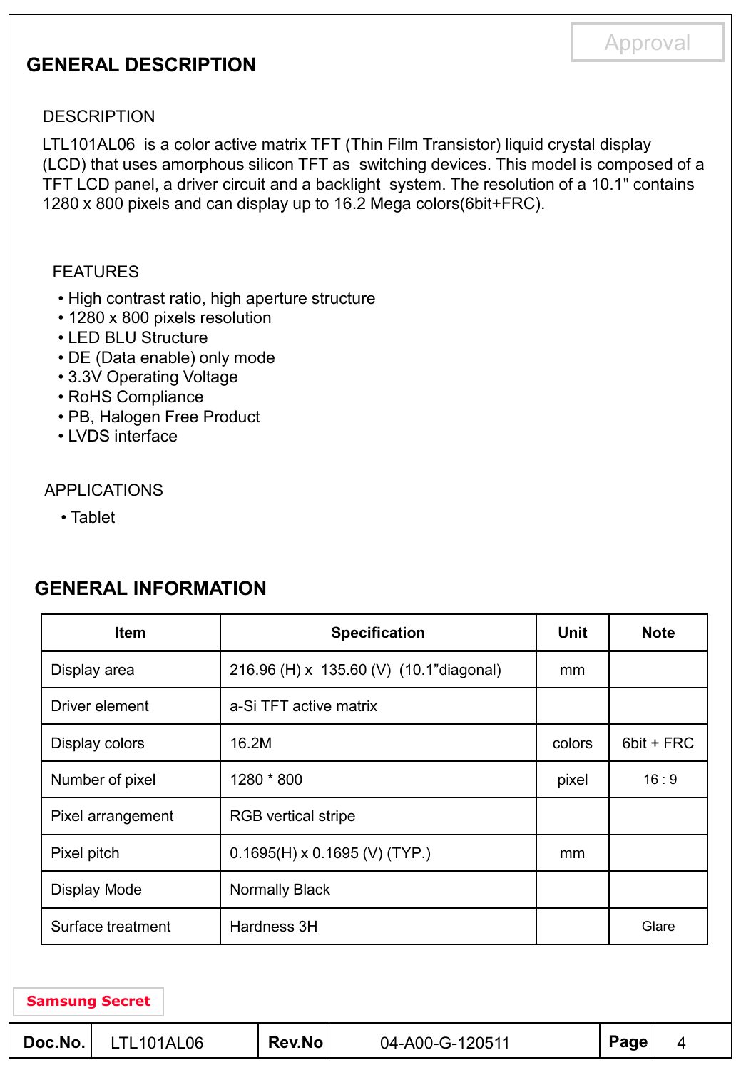## GENERAL DESCRIPTION

### DESCRIPTION

LTL101AL06 is a color active matrix TFT (Thin Film Transistor) liquid crystal display (LCD) that uses amorphous silicon TFT as switching devices. This model is composed of a TFT LCD panel, a driver circuit and a backlight system. The resolution of a 10.1" contains 1280 x 800 pixels and can display up to 16.2 Mega colors(6bit+FRC).

### FEATURES

- High contrast ratio, high aperture structure
- 1280 x 800 pixels resolution
- LED BLU Structure
- DE (Data enable) only mode
- 3.3V Operating Voltage
- RoHS Compliance
- PB, Halogen Free Product
- LVDS interface

### APPLICATIONS

- Tablet

## GENERAL INFORMATION

| Item | Specification | Unit | Note |
|---|---|---|---|
| Display area | 216.96 (H) x 135.60 (V) (10.1"diagonal) | mm | |
| Driver element | a-Si TFT active matrix | | |
| Display colors | 16.2M | colors | 6bit + FRC |
| Number of pixel | 1280 * 800 | pixel | 16 : 9 |
| Pixel arrangement | RGB vertical stripe | | |
| Pixel pitch | 0.1695(H) x 0.1695 (V) (TYP.) | mm | |
| Display Mode | Normally Black | | |
| Surface treatment | Hardness 3H | | Glare |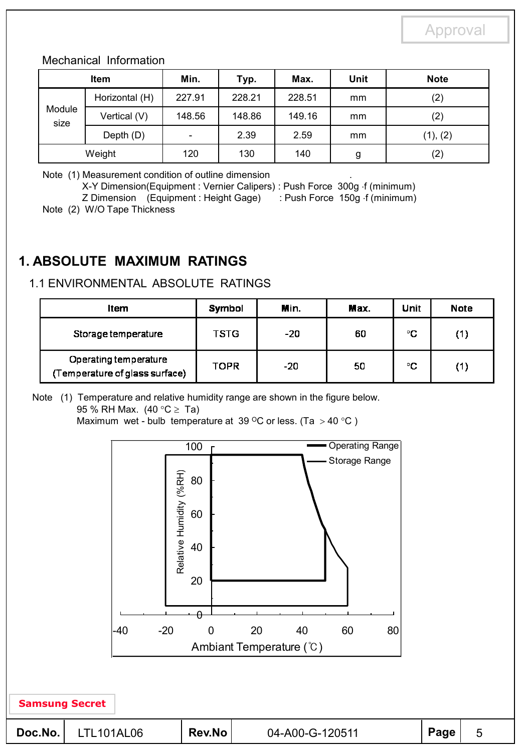Mechanical Information

| Item | | Min. | Typ. | Max. | Unit | Note |
|---|---|---|---|---|---|---|
| Module size | Horizontal (H) | 227.91 | 228.21 | 228.51 | mm | (2) |
| | Vertical (V) | 148.56 | 148.86 | 149.16 | mm | (2) |
| | Depth (D) | - | 2.39 | 2.59 | mm | (1), (2) |
| Weight | | 120 | 130 | 140 | g | (2) |

Note (1) Measurement condition of outline dimension

X-Y Dimension(Equipment : Vernier Calipers) : Push Force 300g ·f (minimum)

Z Dimension (Equipment : Height Gage) : Push Force 150g ·f (minimum)

Note (2) W/O Tape Thickness

# 1. ABSOLUTE MAXIMUM RATINGS

## 1.1 ENVIRONMENTAL ABSOLUTE RATINGS

| Item | Symbol | Min. | Max. | Unit | Note |
|---|---|---|---|---|---|
| Storage temperature | TSTG | -20 | 60 | °C | (1) |
| Operating temperature (Temperature of glass surface) | TOPR | -20 | 50 | °C | (1) |

Note (1) Temperature and relative humidity range are shown in the figure below.

95 % RH Max. (40 °C ≥ Ta)

Maximum wet - bulb temperature at 39 °C or less. (Ta > 40 °C )

Operating Range

Storage Range

Relative Humidity (%RH)

Ambiant Temperature (℃)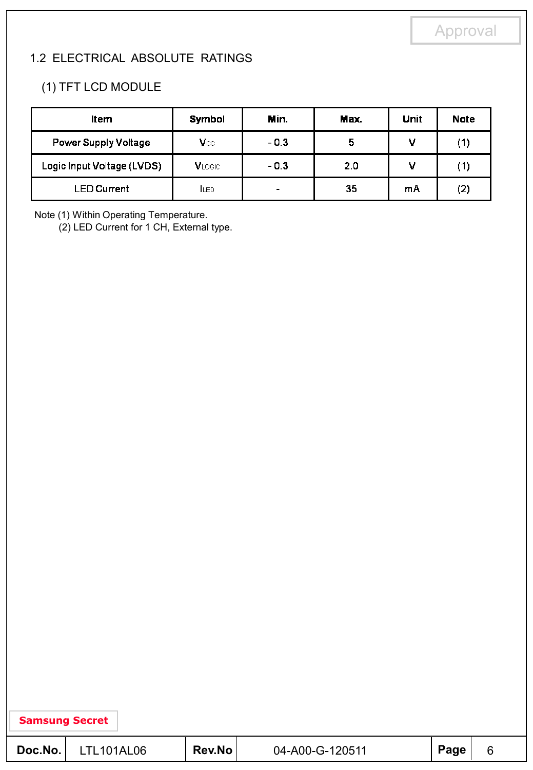## 1.2 ELECTRICAL ABSOLUTE RATINGS

### (1) TFT LCD MODULE

| Item | Symbol | Min. | Max. | Unit | Note |
|---|---|---|---|---|---|
| Power Supply Voltage | $V_{CC}$ | - 0.3 | 5 | V | (1) |
| Logic Input Voltage (LVDS) | $V_{LOGIC}$ | - 0.3 | 2.0 | V | (1) |
| LED Current | $I_{LED}$ | - | 35 | mA | (2) |

Note (1) Within Operating Temperature.
(2) LED Current for 1 CH, External type.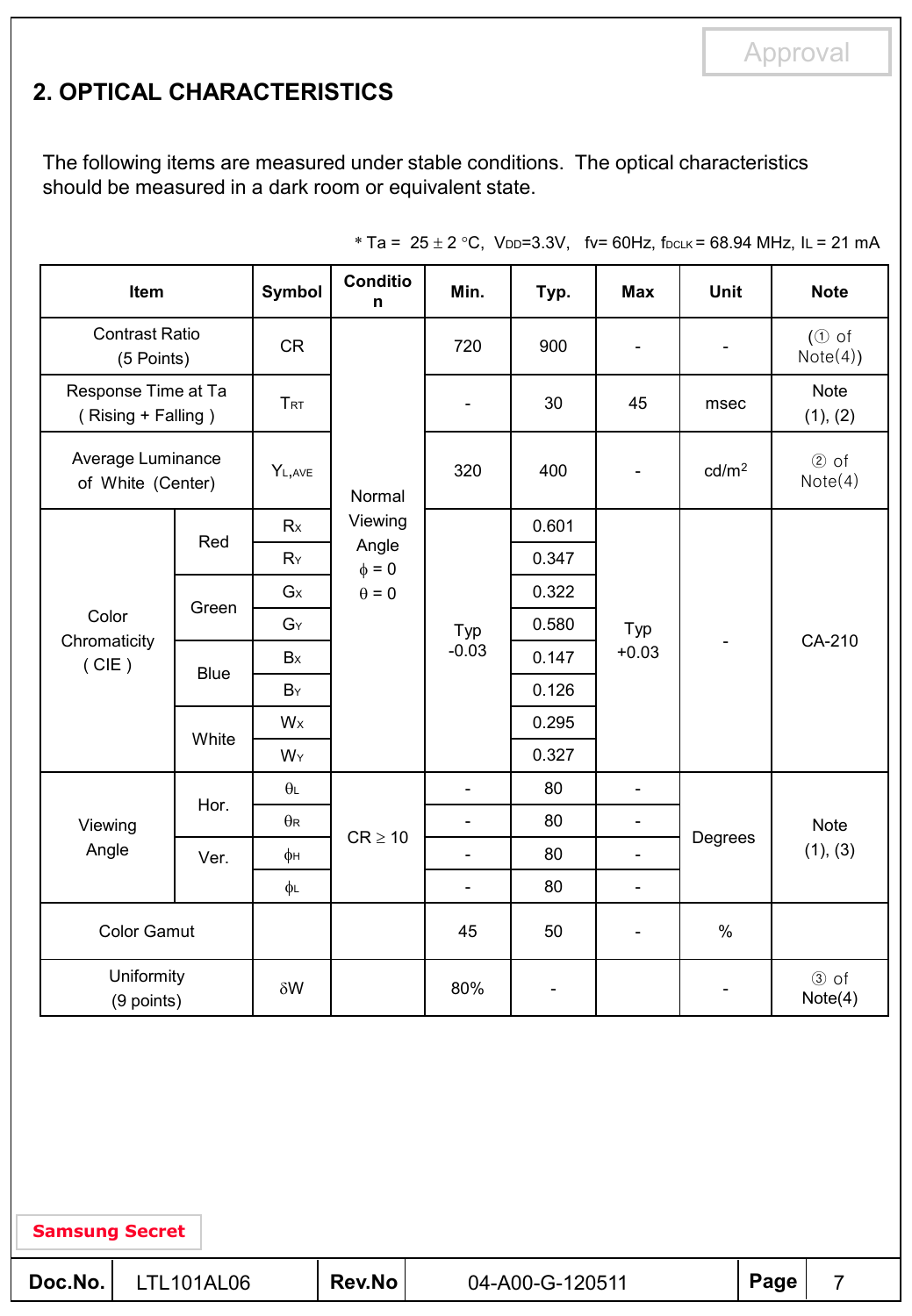## 2. OPTICAL CHARACTERISTICS

The following items are measured under stable conditions. The optical characteristics should be measured in a dark room or equivalent state.

* Ta = 25 ± 2 °C, $V_{DD}$=3.3V, fv= 60Hz, $f_{DCLK}$ = 68.94 MHz, $I_L$ = 21 mA

| Item | | Symbol | Condition | Min. | Typ. | Max | Unit | Note |
|---|---|---|---|---|---|---|---|---|
| Contrast Ratio (5 Points) | | CR | Normal Viewing Angle $\phi$ = 0 $\theta$ = 0 | 720 | 900 | - | - | (① of Note(4)) |
| Response Time at Ta ( Rising + Falling ) | | $T_{RT}$ | | - | 30 | 45 | msec | Note (1), (2) |
| Average Luminance of White (Center) | | $Y_{L,AVE}$ | | 320 | 400 | - | cd/m² | ② of Note(4) |
| Color Chromaticity ( CIE ) | Red | $R_X$ | | Typ -0.03 | 0.601 | Typ +0.03 | - | CA-210 |
| | | $R_Y$ | | | 0.347 | | | |
| | Green | $G_X$ | | | 0.322 | | | |
| | | $G_Y$ | | | 0.580 | | | |
| | Blue | $B_X$ | | | 0.147 | | | |
| | | $B_Y$ | | | 0.126 | | | |
| | White | $W_X$ | | | 0.295 | | | |
| | | $W_Y$ | | | 0.327 | | | |
| Viewing Angle | Hor. | $\theta_L$ | CR ≥ 10 | - | 80 | - | Degrees | Note (1), (3) |
| | | $\theta_R$ | | - | 80 | - | | |
| | Ver. | $\phi_H$ | | - | 80 | - | | |
| | | $\phi_L$ | | - | 80 | - | | |
| Color Gamut | | | | 45 | 50 | - | % | |
| Uniformity (9 points) | | $\delta W$ | | 80% | - | | - | ③ of Note(4) |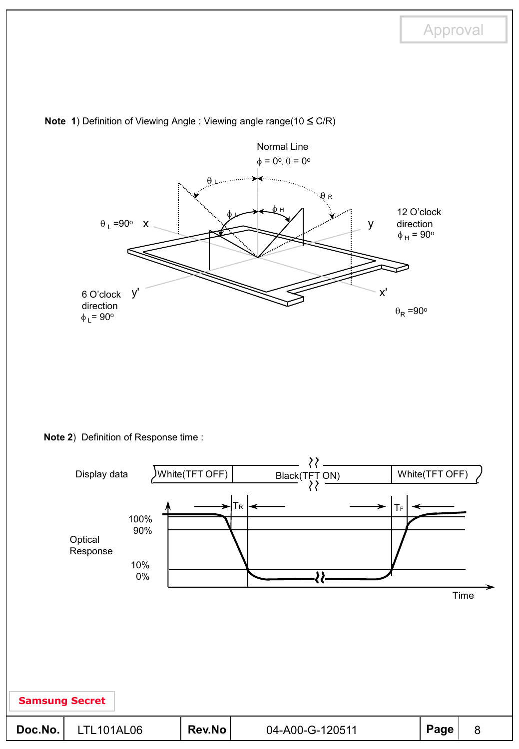**Note 1**) Definition of Viewing Angle : Viewing angle range($10 \leq$ C/R)

Normal Line

$\phi = 0^o, \theta = 0^o$

$\theta_L$ $\theta_R$ $\phi_L$ $\phi_H$

$\theta_L = 90^o$ x

y 12 O'clock direction $\phi_H = 90^o$

6 O'clock direction $\phi_L = 90^o$ y'

x' $\theta_R = 90^o$

**Note 2**) Definition of Response time :

Display data: White(TFT OFF) | Black(TFT ON) | White(TFT OFF)

Optical Response: 100%, 90%, 10%, 0%

$T_R$ $T_F$

Time

**Samsung Secret**

| Doc.No. | LTL101AL06 | Rev.No | 04-A00-G-120511 | Page | 8 |
|---|---|---|---|---|---|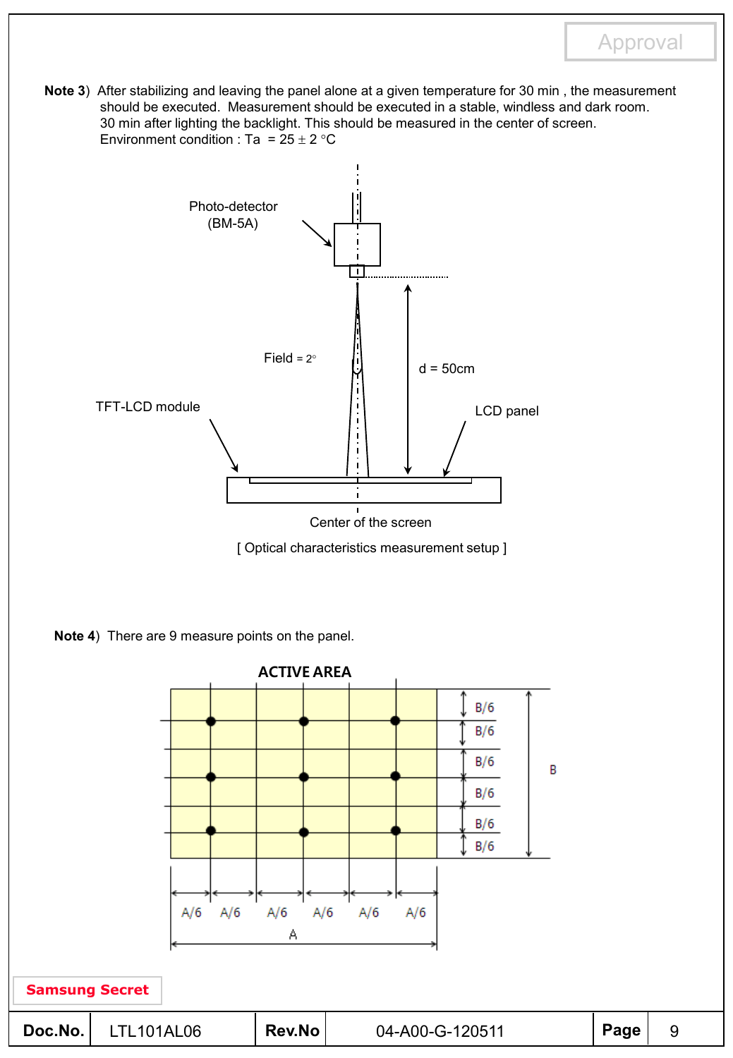**Note 3**) After stabilizing and leaving the panel alone at a given temperature for 30 min , the measurement should be executed. Measurement should be executed in a stable, windless and dark room. 30 min after lighting the backlight. This should be measured in the center of screen. Environment condition : Ta = 25 ± 2 °C

Photo-detector (BM-5A)

Field = 2°

d = 50cm

TFT-LCD module

LCD panel

Center of the screen

[ Optical characteristics measurement setup ]

**Note 4**) There are 9 measure points on the panel.

**ACTIVE AREA**

B/6, B/6, B/6, B/6, B/6, B/6 — B

A/6, A/6, A/6, A/6, A/6, A/6 — A

**Samsung Secret**

| Doc.No. | LTL101AL06 | Rev.No | 04-A00-G-120511 | Page | 9 |
|---|---|---|---|---|---|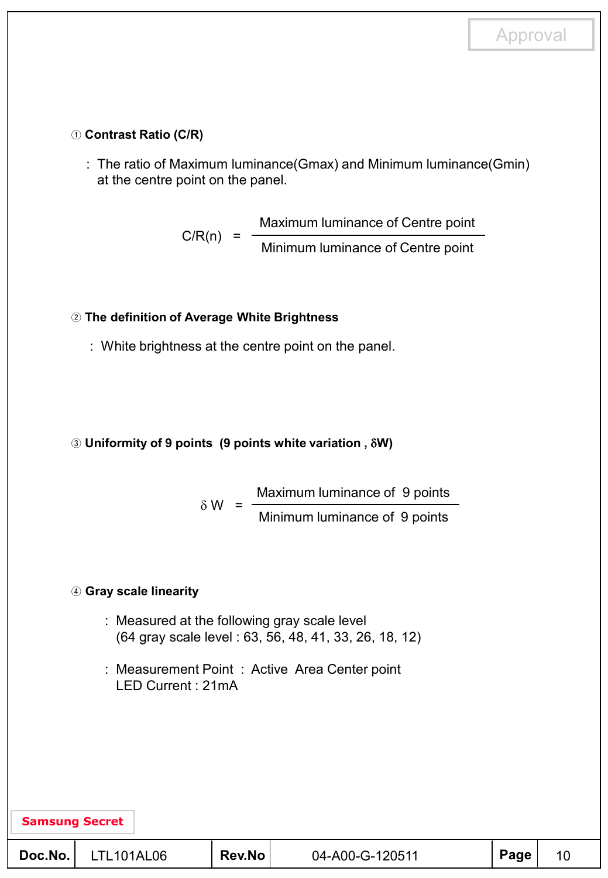① **Contrast Ratio (C/R)**

: The ratio of Maximum luminance(Gmax) and Minimum luminance(Gmin) at the centre point on the panel.

$$C/R(n) = \frac{\text{Maximum luminance of Centre point}}{\text{Minimum luminance of Centre point}}$$

② **The definition of Average White Brightness**

: White brightness at the centre point on the panel.

③ **Uniformity of 9 points (9 points white variation , δW)**

$$\delta W = \frac{\text{Maximum luminance of 9 points}}{\text{Minimum luminance of 9 points}}$$

④ **Gray scale linearity**

: Measured at the following gray scale level
(64 gray scale level : 63, 56, 48, 41, 33, 26, 18, 12)

: Measurement Point : Active Area Center point
LED Current : 21mA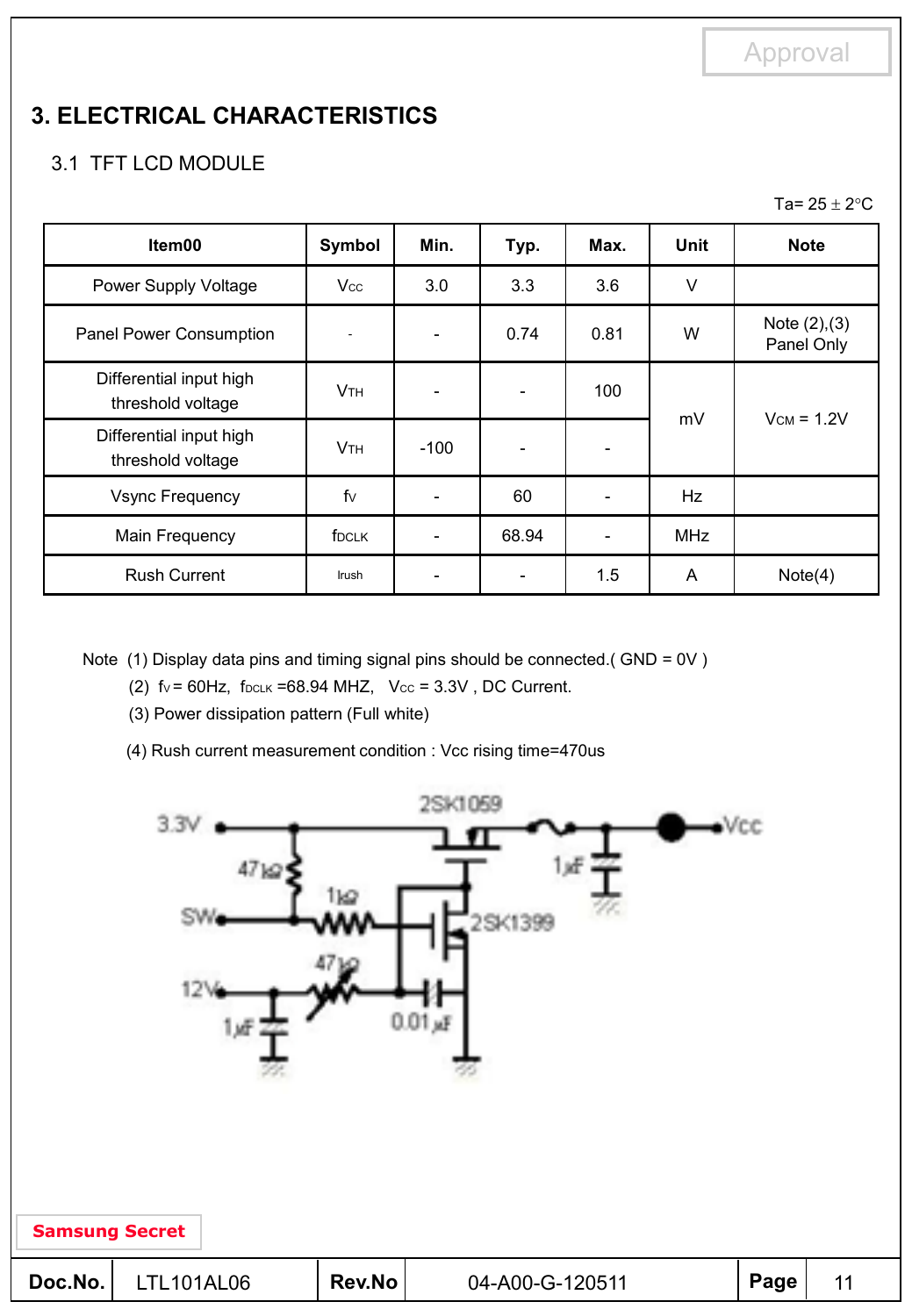# 3. ELECTRICAL CHARACTERISTICS

## 3.1 TFT LCD MODULE

Ta= 25 ± 2°C

| Item00 | Symbol | Min. | Typ. | Max. | Unit | Note |
|---|---|---|---|---|---|---|
| Power Supply Voltage | $V_{CC}$ | 3.0 | 3.3 | 3.6 | V | |
| Panel Power Consumption | - | - | 0.74 | 0.81 | W | Note (2),(3) Panel Only |
| Differential input high threshold voltage | $V_{TH}$ | - | - | 100 | mV | $V_{CM}$ = 1.2V |
| Differential input high threshold voltage | $V_{TH}$ | -100 | - | - | mV | $V_{CM}$ = 1.2V |
| Vsync Frequency | $f_V$ | - | 60 | - | Hz | |
| Main Frequency | $f_{DCLK}$ | - | 68.94 | - | MHz | |
| Rush Current | Irush | - | - | 1.5 | A | Note(4) |

Note (1) Display data pins and timing signal pins should be connected.( GND = 0V )

(2) $f_V$ = 60Hz, $f_{DCLK}$ =68.94 MHZ, $V_{CC}$ = 3.3V , DC Current.

(3) Power dissipation pattern (Full white)

(4) Rush current measurement condition : Vcc rising time=470us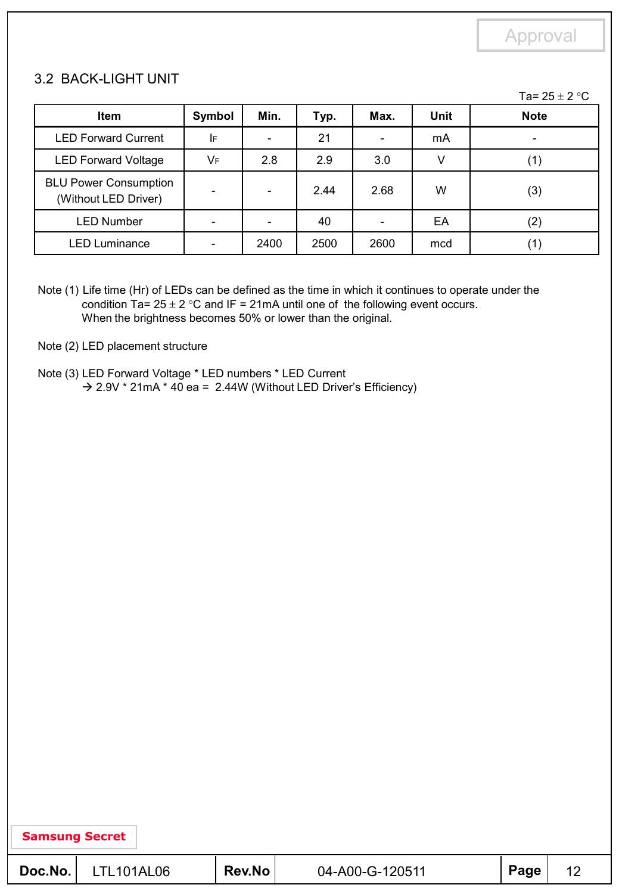## 3.2 BACK-LIGHT UNIT

Ta= 25 ± 2 °C

| Item | Symbol | Min. | Typ. | Max. | Unit | Note |
|---|---|---|---|---|---|---|
| LED Forward Current | $I_F$ | - | 21 | - | mA | - |
| LED Forward Voltage | $V_F$ | 2.8 | 2.9 | 3.0 | V | (1) |
| BLU Power Consumption (Without LED Driver) | - | - | 2.44 | 2.68 | W | (3) |
| LED Number | - | - | 40 | - | EA | (2) |
| LED Luminance | - | 2400 | 2500 | 2600 | mcd | (1) |

Note (1) Life time (Hr) of LEDs can be defined as the time in which it continues to operate under the condition Ta= 25 ± 2 °C and IF = 21mA until one of the following event occurs.
When the brightness becomes 50% or lower than the original.

Note (2) LED placement structure

Note (3) LED Forward Voltage * LED numbers * LED Current
→ 2.9V * 21mA * 40 ea = 2.44W (Without LED Driver's Efficiency)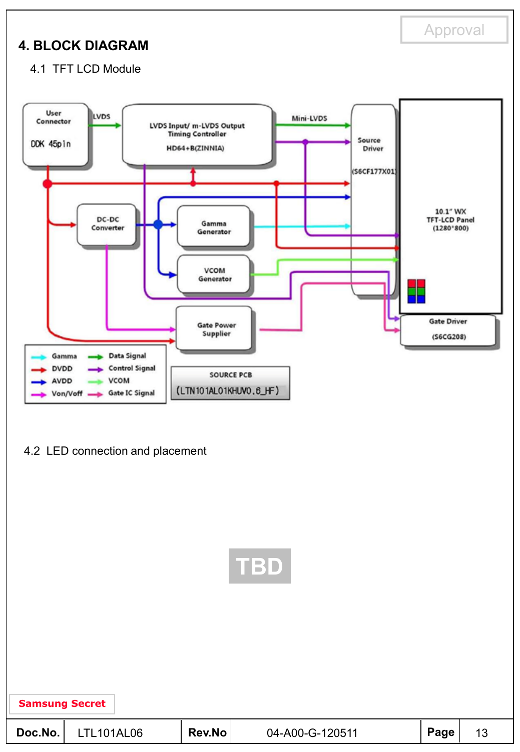## 4. BLOCK DIAGRAM

### 4.1 TFT LCD Module

User Connector

DDK 45pin

LVDS

LVDS Input/ m-LVDS Output
Timing Controller

HD64+B(ZINNIA)

Mini-LVDS

Source Driver

(S6CF177X01)

10.1" WX
TFT-LCD Panel
(1280*800)

DC-DC Converter

Gamma Generator

VCOM Generator

Gate Power Supplier

Gate Driver

(S6CG208)

| | |
|---|---|
| Gamma | Data Signal |
| DVDD | Control Signal |
| AVDD | VCOM |
| Von/Voff | Gate IC Signal |

SOURCE PCB
(LTN101AL01KHUV0.6_HF)

### 4.2 LED connection and placement

TBD

Samsung Secret

| Doc.No. | LTL101AL06 | Rev.No | 04-A00-G-120511 | Page | 13 |
|---|---|---|---|---|---|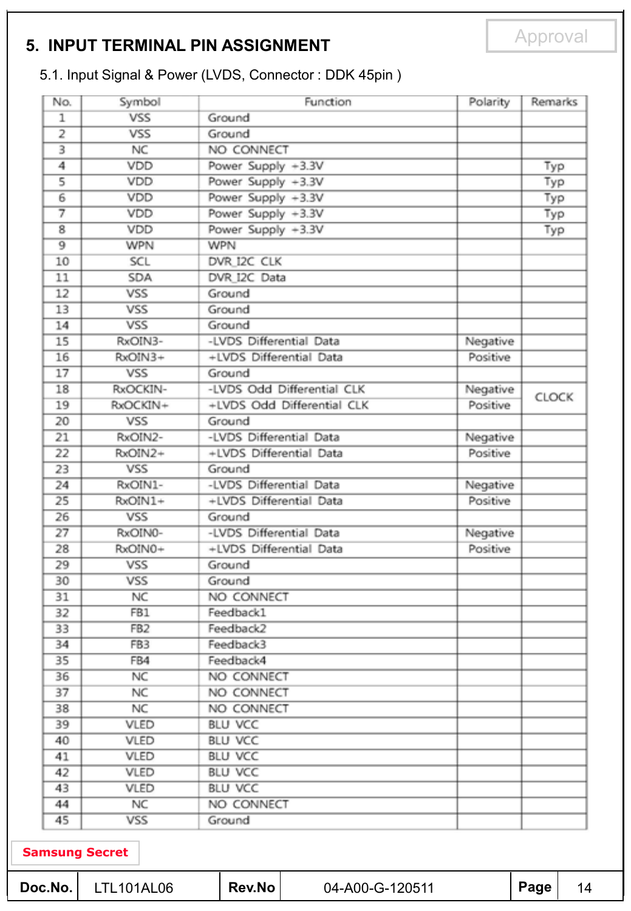## 5. INPUT TERMINAL PIN ASSIGNMENT

5.1. Input Signal & Power (LVDS, Connector : DDK 45pin )

| No. | Symbol | Function | Polarity | Remarks |
|---|---|---|---|---|
| 1 | VSS | Ground | | |
| 2 | VSS | Ground | | |
| 3 | NC | NO CONNECT | | |
| 4 | VDD | Power Supply +3.3V | | Typ |
| 5 | VDD | Power Supply +3.3V | | Typ |
| 6 | VDD | Power Supply +3.3V | | Typ |
| 7 | VDD | Power Supply +3.3V | | Typ |
| 8 | VDD | Power Supply +3.3V | | Typ |
| 9 | WPN | WPN | | |
| 10 | SCL | DVR_I2C CLK | | |
| 11 | SDA | DVR_I2C Data | | |
| 12 | VSS | Ground | | |
| 13 | VSS | Ground | | |
| 14 | VSS | Ground | | |
| 15 | RxOIN3- | -LVDS Differential Data | Negative | |
| 16 | RxOIN3+ | +LVDS Differential Data | Positive | |
| 17 | VSS | Ground | | |
| 18 | RxOCKIN- | -LVDS Odd Differential CLK | Negative | CLOCK |
| 19 | RxOCKIN+ | +LVDS Odd Differential CLK | Positive | |
| 20 | VSS | Ground | | |
| 21 | RxOIN2- | -LVDS Differential Data | Negative | |
| 22 | RxOIN2+ | +LVDS Differential Data | Positive | |
| 23 | VSS | Ground | | |
| 24 | RxOIN1- | -LVDS Differential Data | Negative | |
| 25 | RxOIN1+ | +LVDS Differential Data | Positive | |
| 26 | VSS | Ground | | |
| 27 | RxOIN0- | -LVDS Differential Data | Negative | |
| 28 | RxOIN0+ | +LVDS Differential Data | Positive | |
| 29 | VSS | Ground | | |
| 30 | VSS | Ground | | |
| 31 | NC | NO CONNECT | | |
| 32 | FB1 | Feedback1 | | |
| 33 | FB2 | Feedback2 | | |
| 34 | FB3 | Feedback3 | | |
| 35 | FB4 | Feedback4 | | |
| 36 | NC | NO CONNECT | | |
| 37 | NC | NO CONNECT | | |
| 38 | NC | NO CONNECT | | |
| 39 | VLED | BLU VCC | | |
| 40 | VLED | BLU VCC | | |
| 41 | VLED | BLU VCC | | |
| 42 | VLED | BLU VCC | | |
| 43 | VLED | BLU VCC | | |
| 44 | NC | NO CONNECT | | |
| 45 | VSS | Ground | | |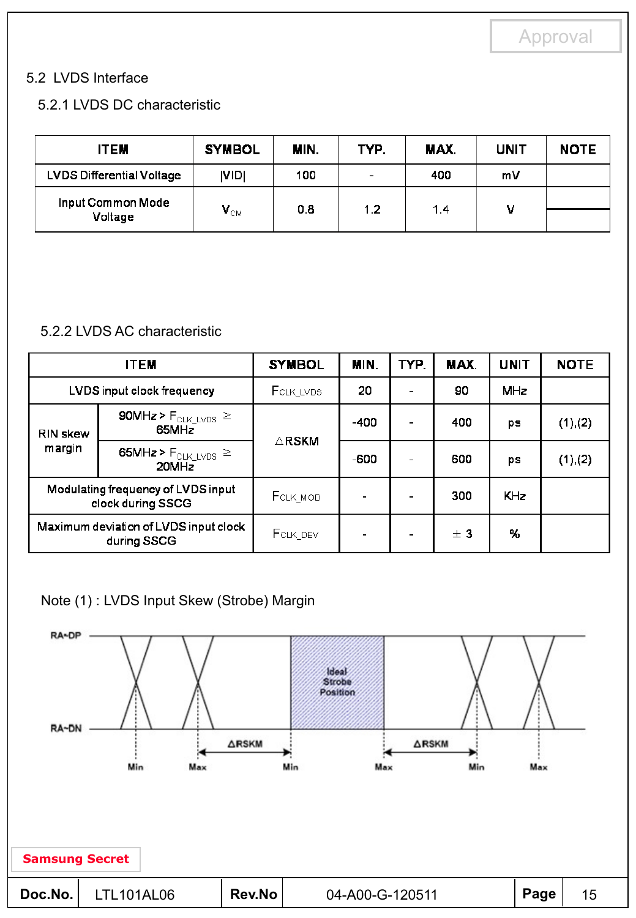## 5.2 LVDS Interface

### 5.2.1 LVDS DC characteristic

| ITEM | SYMBOL | MIN. | TYP. | MAX. | UNIT | NOTE |
|---|---|---|---|---|---|---|
| LVDS Differential Voltage | \|VID\| | 100 | - | 400 | mV | |
| Input Common Mode Voltage | $V_{CM}$ | 0.8 | 1.2 | 1.4 | V | |

### 5.2.2 LVDS AC characteristic

| ITEM | | SYMBOL | MIN. | TYP. | MAX. | UNIT | NOTE |
|---|---|---|---|---|---|---|---|
| LVDS input clock frequency | | $F_{CLK\_LVDS}$ | 20 | - | 90 | MHz | |
| RIN skew margin | 90MHz > $F_{CLK\_LVDS}$ ≥ 65MHz | △RSKM | -400 | - | 400 | ps | (1),(2) |
| | 65MHz > $F_{CLK\_LVDS}$ ≥ 20MHz | | -600 | - | 600 | ps | (1),(2) |
| Modulating frequency of LVDS input clock during SSCG | | $F_{CLK\_MOD}$ | - | - | 300 | KHz | |
| Maximum deviation of LVDS input clock during SSCG | | $F_{CLK\_DEV}$ | - | - | ± 3 | % | |

Note (1) : LVDS Input Skew (Strobe) Margin

RA+DP, RA-DN — Ideal Strobe Position — ΔRSKM — Min, Max, Min, Max, Min, Max

Samsung Secret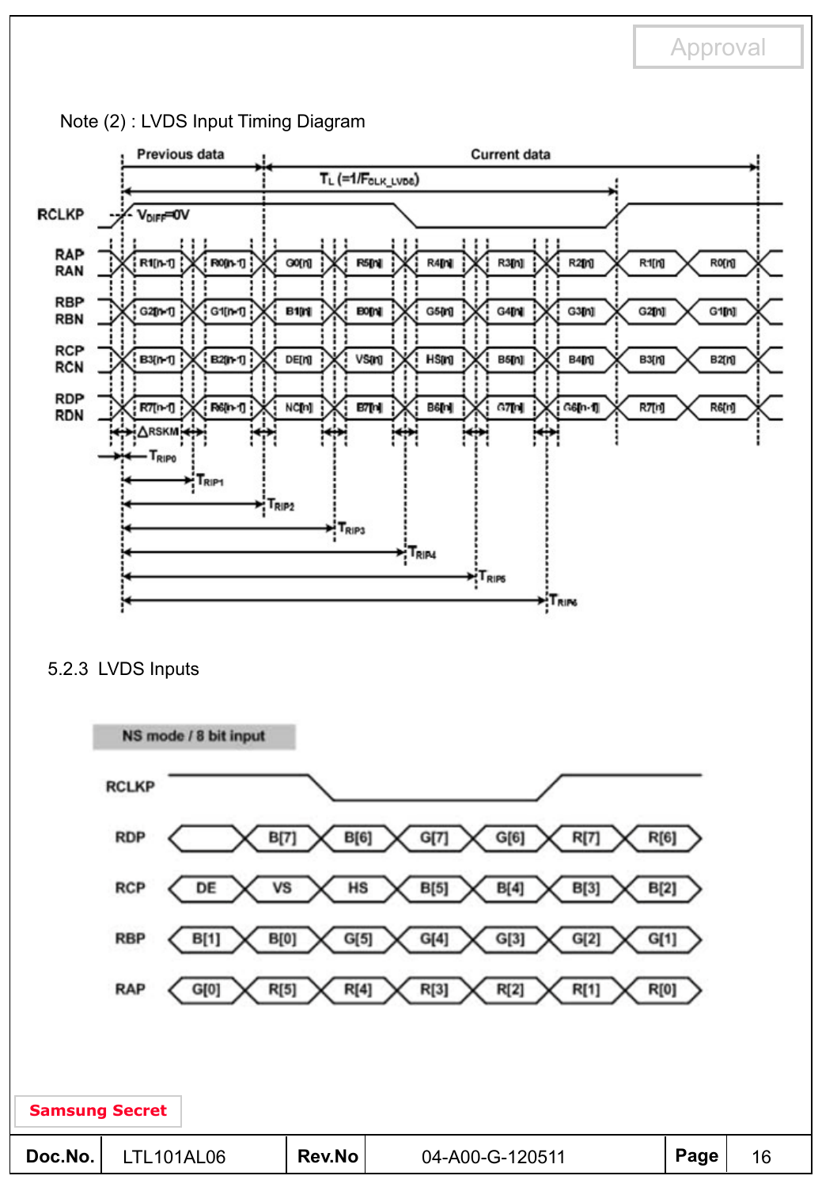Approval

Note (2) : LVDS Input Timing Diagram

5.2.3 LVDS Inputs

NS mode / 8 bit input

| RCLKP | | | | | | | |
|---|---|---|---|---|---|---|---|
| RDP | | B[7] | B[6] | G[7] | G[6] | R[7] | R[6] |
| RCP | DE | VS | HS | B[5] | B[4] | B[3] | B[2] |
| RBP | B[1] | B[0] | G[5] | G[4] | G[3] | G[2] | G[1] |
| RAP | G[0] | R[5] | R[4] | R[3] | R[2] | R[1] | R[0] |

Samsung Secret

| Doc.No. | LTL101AL06 | Rev.No | 04-A00-G-120511 | Page | 16 |
|---|---|---|---|---|---|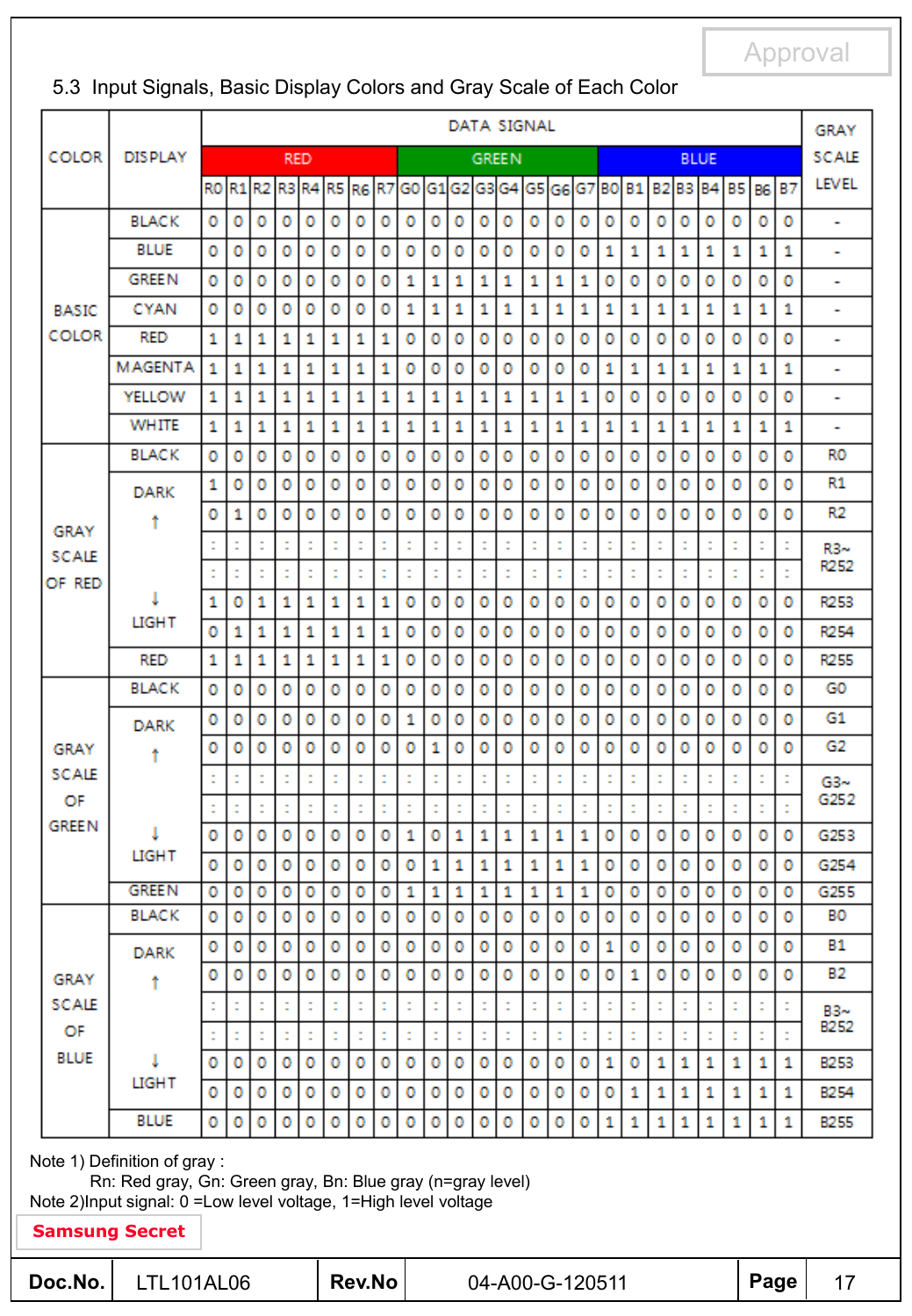Approval

## 5.3 Input Signals, Basic Display Colors and Gray Scale of Each Color

| COLOR | DISPLAY | DATA SIGNAL | | | | | | | | | | | | | | | | | | | | | | | | GRAY SCALE LEVEL |
|---|---|---|---|---|---|---|---|---|---|---|---|---|---|---|---|---|---|---|---|---|---|---|---|---|---|---|
| | | RED | | | | | | | | GREEN | | | | | | | | BLUE | | | | | | | | |
| | | R0 | R1 | R2 | R3 | R4 | R5 | R6 | R7 | G0 | G1 | G2 | G3 | G4 | G5 | G6 | G7 | B0 | B1 | B2 | B3 | B4 | B5 | B6 | B7 | |
| BASIC COLOR | BLACK | 0 | 0 | 0 | 0 | 0 | 0 | 0 | 0 | 0 | 0 | 0 | 0 | 0 | 0 | 0 | 0 | 0 | 0 | 0 | 0 | 0 | 0 | 0 | 0 | - |
| | BLUE | 0 | 0 | 0 | 0 | 0 | 0 | 0 | 0 | 0 | 0 | 0 | 0 | 0 | 0 | 0 | 0 | 1 | 1 | 1 | 1 | 1 | 1 | 1 | 1 | - |
| | GREEN | 0 | 0 | 0 | 0 | 0 | 0 | 0 | 0 | 1 | 1 | 1 | 1 | 1 | 1 | 1 | 1 | 0 | 0 | 0 | 0 | 0 | 0 | 0 | 0 | - |
| | CYAN | 0 | 0 | 0 | 0 | 0 | 0 | 0 | 0 | 1 | 1 | 1 | 1 | 1 | 1 | 1 | 1 | 1 | 1 | 1 | 1 | 1 | 1 | 1 | 1 | - |
| | RED | 1 | 1 | 1 | 1 | 1 | 1 | 1 | 1 | 0 | 0 | 0 | 0 | 0 | 0 | 0 | 0 | 0 | 0 | 0 | 0 | 0 | 0 | 0 | 0 | - |
| | MAGENTA | 1 | 1 | 1 | 1 | 1 | 1 | 1 | 1 | 0 | 0 | 0 | 0 | 0 | 0 | 0 | 0 | 1 | 1 | 1 | 1 | 1 | 1 | 1 | 1 | - |
| | YELLOW | 1 | 1 | 1 | 1 | 1 | 1 | 1 | 1 | 1 | 1 | 1 | 1 | 1 | 1 | 1 | 1 | 0 | 0 | 0 | 0 | 0 | 0 | 0 | 0 | - |
| | WHITE | 1 | 1 | 1 | 1 | 1 | 1 | 1 | 1 | 1 | 1 | 1 | 1 | 1 | 1 | 1 | 1 | 1 | 1 | 1 | 1 | 1 | 1 | 1 | 1 | - |
| GRAY SCALE OF RED | BLACK | 0 | 0 | 0 | 0 | 0 | 0 | 0 | 0 | 0 | 0 | 0 | 0 | 0 | 0 | 0 | 0 | 0 | 0 | 0 | 0 | 0 | 0 | 0 | 0 | R0 |
| | DARK ↑ | 1 | 0 | 0 | 0 | 0 | 0 | 0 | 0 | 0 | 0 | 0 | 0 | 0 | 0 | 0 | 0 | 0 | 0 | 0 | 0 | 0 | 0 | 0 | 0 | R1 |
| | | 0 | 1 | 0 | 0 | 0 | 0 | 0 | 0 | 0 | 0 | 0 | 0 | 0 | 0 | 0 | 0 | 0 | 0 | 0 | 0 | 0 | 0 | 0 | 0 | R2 |
| | | : | : | : | : | : | : | : | : | : | : | : | : | : | : | : | : | : | : | : | : | : | : | : | : | R3~ R252 |
| | | : | : | : | : | : | : | : | : | : | : | : | : | : | : | : | : | : | : | : | : | : | : | : | : | |
| | | 1 | 0 | 1 | 1 | 1 | 1 | 1 | 1 | 0 | 0 | 0 | 0 | 0 | 0 | 0 | 0 | 0 | 0 | 0 | 0 | 0 | 0 | 0 | 0 | R253 |
| | ↓ LIGHT | 0 | 1 | 1 | 1 | 1 | 1 | 1 | 1 | 0 | 0 | 0 | 0 | 0 | 0 | 0 | 0 | 0 | 0 | 0 | 0 | 0 | 0 | 0 | 0 | R254 |
| | RED | 1 | 1 | 1 | 1 | 1 | 1 | 1 | 1 | 0 | 0 | 0 | 0 | 0 | 0 | 0 | 0 | 0 | 0 | 0 | 0 | 0 | 0 | 0 | 0 | R255 |
| GRAY SCALE OF GREEN | BLACK | 0 | 0 | 0 | 0 | 0 | 0 | 0 | 0 | 0 | 0 | 0 | 0 | 0 | 0 | 0 | 0 | 0 | 0 | 0 | 0 | 0 | 0 | 0 | 0 | G0 |
| | DARK ↑ | 0 | 0 | 0 | 0 | 0 | 0 | 0 | 0 | 1 | 0 | 0 | 0 | 0 | 0 | 0 | 0 | 0 | 0 | 0 | 0 | 0 | 0 | 0 | 0 | G1 |
| | | 0 | 0 | 0 | 0 | 0 | 0 | 0 | 0 | 0 | 1 | 0 | 0 | 0 | 0 | 0 | 0 | 0 | 0 | 0 | 0 | 0 | 0 | 0 | 0 | G2 |
| | | : | : | : | : | : | : | : | : | : | : | : | : | : | : | : | : | : | : | : | : | : | : | : | : | G3~ G252 |
| | | : | : | : | : | : | : | : | : | : | : | : | : | : | : | : | : | : | : | : | : | : | : | : | : | |
| | | 0 | 0 | 0 | 0 | 0 | 0 | 0 | 0 | 1 | 0 | 1 | 1 | 1 | 1 | 1 | 1 | 0 | 0 | 0 | 0 | 0 | 0 | 0 | 0 | G253 |
| | ↓ LIGHT | 0 | 0 | 0 | 0 | 0 | 0 | 0 | 0 | 0 | 1 | 1 | 1 | 1 | 1 | 1 | 1 | 0 | 0 | 0 | 0 | 0 | 0 | 0 | 0 | G254 |
| | GREEN | 0 | 0 | 0 | 0 | 0 | 0 | 0 | 0 | 1 | 1 | 1 | 1 | 1 | 1 | 1 | 1 | 0 | 0 | 0 | 0 | 0 | 0 | 0 | 0 | G255 |
| GRAY SCALE OF BLUE | BLACK | 0 | 0 | 0 | 0 | 0 | 0 | 0 | 0 | 0 | 0 | 0 | 0 | 0 | 0 | 0 | 0 | 0 | 0 | 0 | 0 | 0 | 0 | 0 | 0 | B0 |
| | DARK ↑ | 0 | 0 | 0 | 0 | 0 | 0 | 0 | 0 | 0 | 0 | 0 | 0 | 0 | 0 | 0 | 0 | 1 | 0 | 0 | 0 | 0 | 0 | 0 | 0 | B1 |
| | | 0 | 0 | 0 | 0 | 0 | 0 | 0 | 0 | 0 | 0 | 0 | 0 | 0 | 0 | 0 | 0 | 0 | 1 | 0 | 0 | 0 | 0 | 0 | 0 | B2 |
| | | : | : | : | : | : | : | : | : | : | : | : | : | : | : | : | : | : | : | : | : | : | : | : | : | B3~ B252 |
| | | : | : | : | : | : | : | : | : | : | : | : | : | : | : | : | : | : | : | : | : | : | : | : | : | |
| | | 0 | 0 | 0 | 0 | 0 | 0 | 0 | 0 | 0 | 0 | 0 | 0 | 0 | 0 | 0 | 0 | 1 | 0 | 1 | 1 | 1 | 1 | 1 | 1 | B253 |
| | ↓ LIGHT | 0 | 0 | 0 | 0 | 0 | 0 | 0 | 0 | 0 | 0 | 0 | 0 | 0 | 0 | 0 | 0 | 0 | 1 | 1 | 1 | 1 | 1 | 1 | 1 | B254 |
| | BLUE | 0 | 0 | 0 | 0 | 0 | 0 | 0 | 0 | 0 | 0 | 0 | 0 | 0 | 0 | 0 | 0 | 1 | 1 | 1 | 1 | 1 | 1 | 1 | 1 | B255 |

Note 1) Definition of gray :
  Rn: Red gray, Gn: Green gray, Bn: Blue gray (n=gray level)
Note 2)Input signal: 0 =Low level voltage, 1=High level voltage

**Samsung Secret**

| Doc.No. | LTL101AL06 | Rev.No | 04-A00-G-120511 | Page | 17 |
|---|---|---|---|---|---|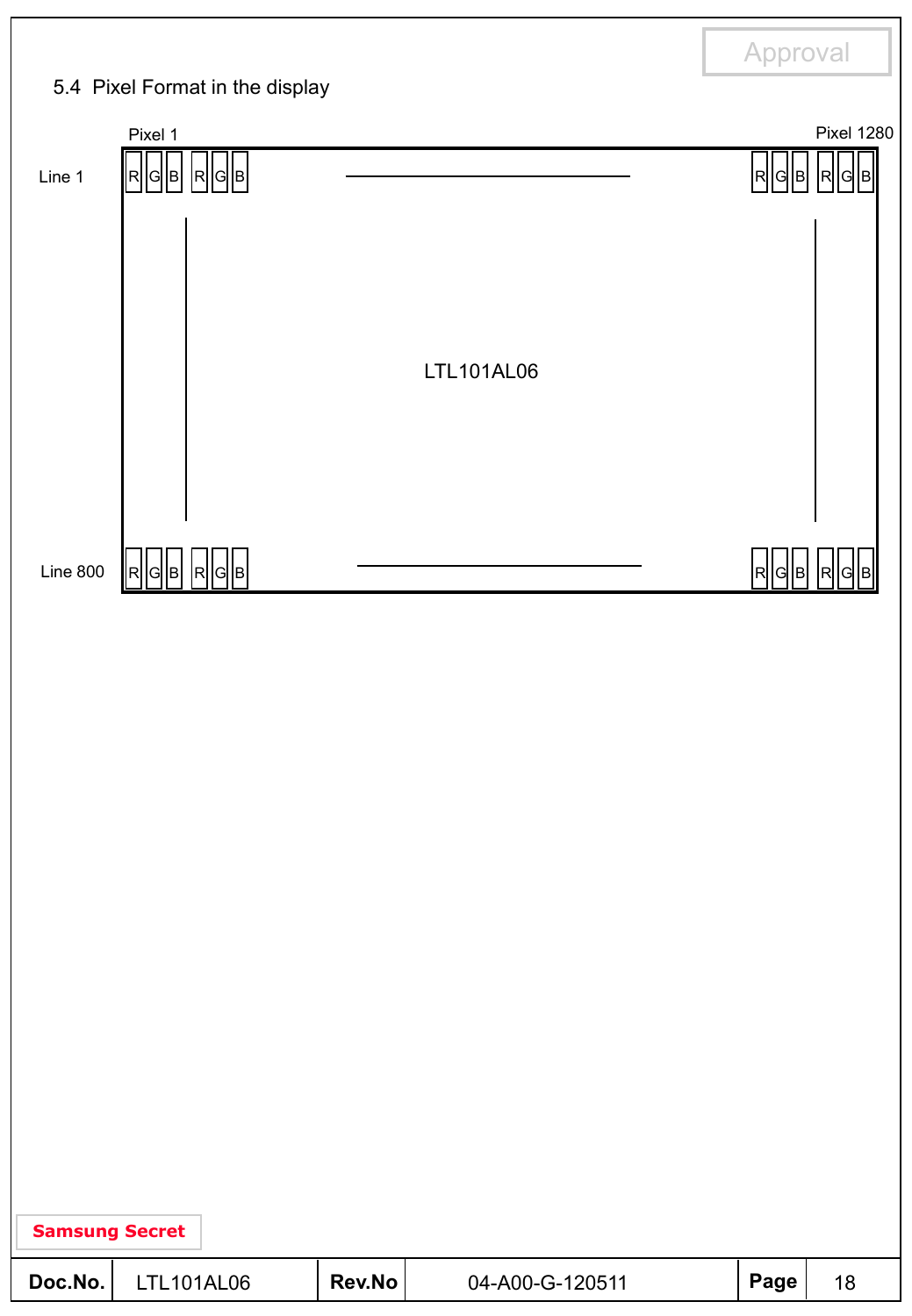## 5.4 Pixel Format in the display

| | Pixel 1 | | Pixel 1280 |
|---|---|---|---|
| Line 1 | R G B R G B | — | R G B R G B |
| | | LTL101AL06 | |
| Line 800 | R G B R G B | — | R G B R G B |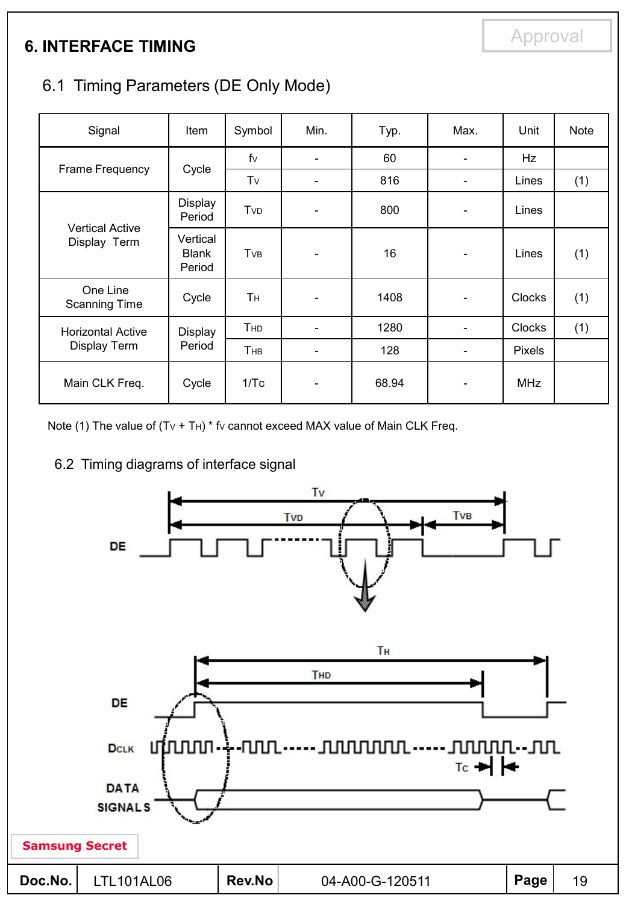## 6. INTERFACE TIMING

### 6.1 Timing Parameters (DE Only Mode)

| Signal | Item | Symbol | Min. | Typ. | Max. | Unit | Note |
|---|---|---|---|---|---|---|---|
| Frame Frequency | Cycle | $f_V$ | - | 60 | - | Hz | |
| | | $T_V$ | - | 816 | - | Lines | (1) |
| Vertical Active Display Term | Display Period | $T_{VD}$ | - | 800 | - | Lines | |
| | Vertical Blank Period | $T_{VB}$ | - | 16 | - | Lines | (1) |
| One Line Scanning Time | Cycle | $T_H$ | - | 1408 | - | Clocks | (1) |
| Horizontal Active Display Term | Display Period | $T_{HD}$ | - | 1280 | - | Clocks | (1) |
| | | $T_{HB}$ | - | 128 | - | Pixels | |
| Main CLK Freq. | Cycle | $1/T_C$ | - | 68.94 | - | MHz | |

Note (1) The value of ($T_V$ + $T_H$) * $f_V$ cannot exceed MAX value of Main CLK Freq.

### 6.2 Timing diagrams of interface signal

Samsung Secret

| Doc.No. | LTL101AL06 | Rev.No | 04-A00-G-120511 |
|---|---|---|---|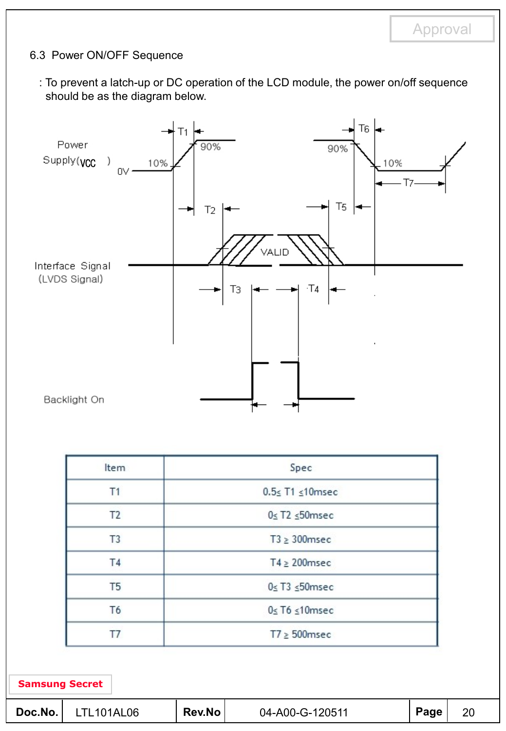## 6.3 Power ON/OFF Sequence

: To prevent a latch-up or DC operation of the LCD module, the power on/off sequence should be as the diagram below.

| Item | Spec |
|---|---|
| T1 | 0.5≤ T1 ≤10msec |
| T2 | 0≤ T2 ≤50msec |
| T3 | T3 ≥ 300msec |
| T4 | T4 ≥ 200msec |
| T5 | 0≤ T3 ≤50msec |
| T6 | 0≤ T6 ≤10msec |
| T7 | T7 ≥ 500msec |

Samsung Secret

| Doc.No. | LTL101AL06 | Rev.No | 04-A00-G-120511 |
|---|---|---|---|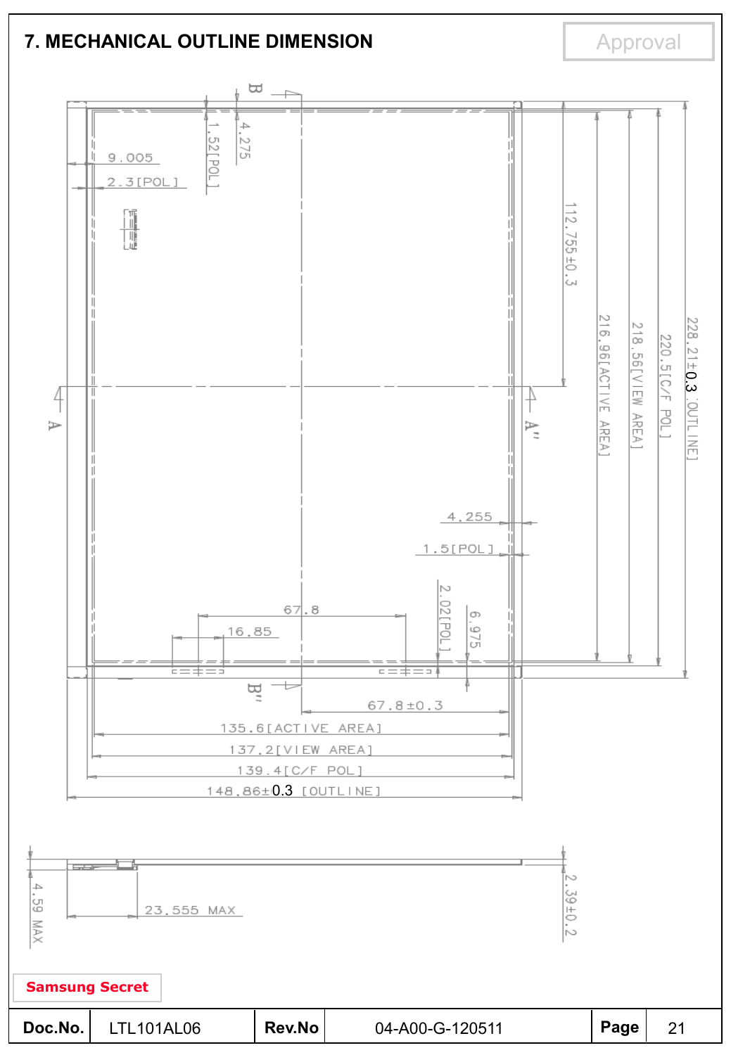## 7. MECHANICAL OUTLINE DIMENSION

Approval

9.005

2.3[POL]

1.52[POL]

4.275

112.755±0.3

216.96[ACTIVE AREA]

218.56[VIEW AREA]

220.5[C/F POL]

228.21±0.3 [OUTLINE]

A

A''

B

B''

4.255

1.5[POL]

2.02[POL]

6.975

67.8

16.85

67.8±0.3

135.6[ACTIVE AREA]

137.2[VIEW AREA]

139.4[C/F POL]

148.86±0.3 [OUTLINE]

4.59 MAX

23.555 MAX

2.39±0.2

Samsung Secret

| Doc.No. | LTL101AL06 | Rev.No | 04-A00-G-120511 | Page | 21 |
|---|---|---|---|---|---|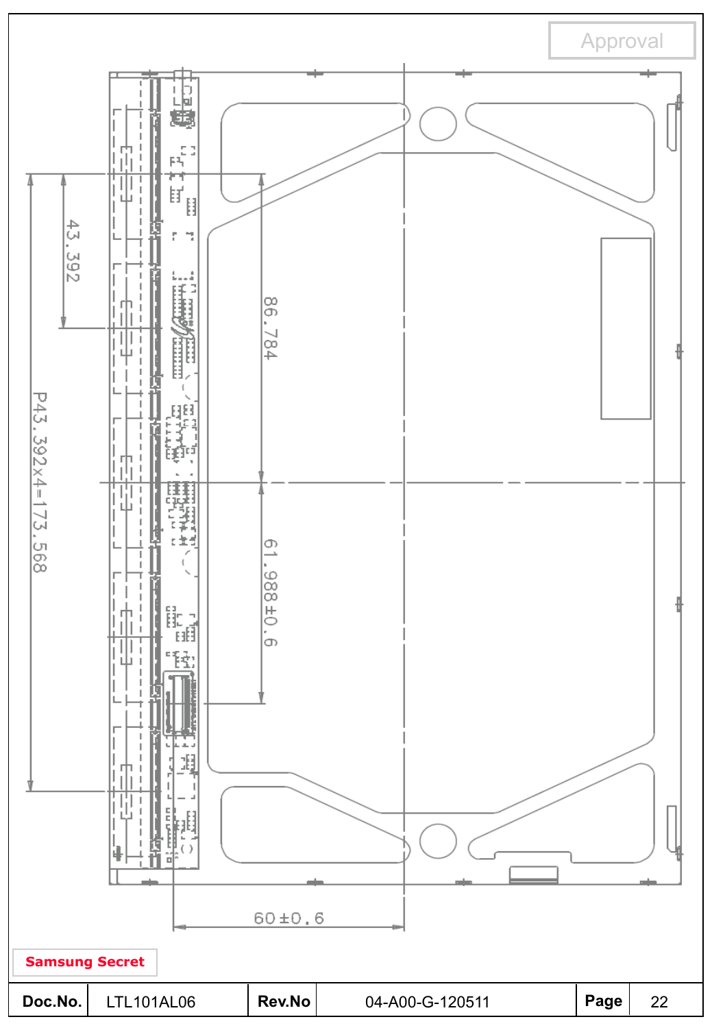Approval

43.392

86.784

P43.392x4=173.568

61.988±0.6

60±0.6

Samsung Secret

| Doc.No. | LTL101AL06 | Rev.No | 04-A00-G-120511 | Page | 22 |
|---|---|---|---|---|---|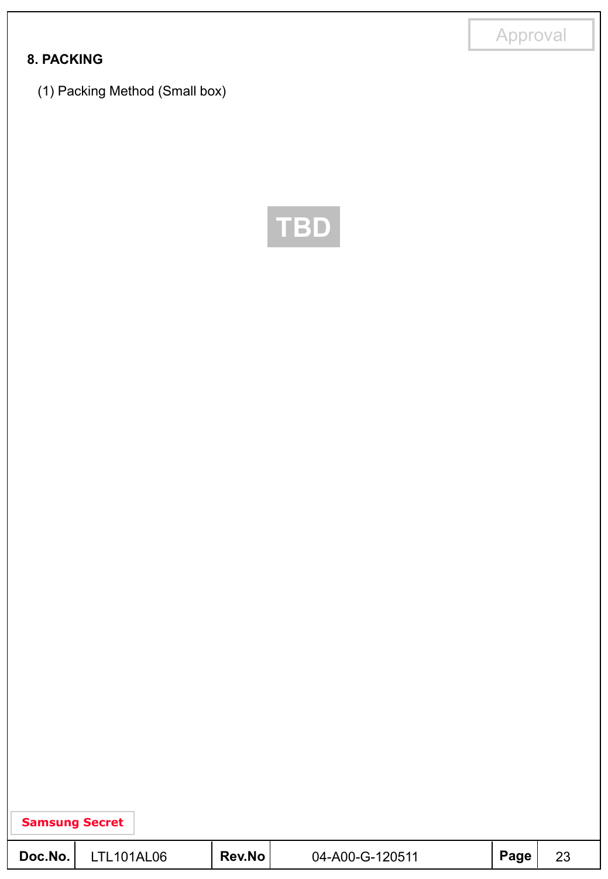## 8. PACKING

(1) Packing Method (Small box)

TBD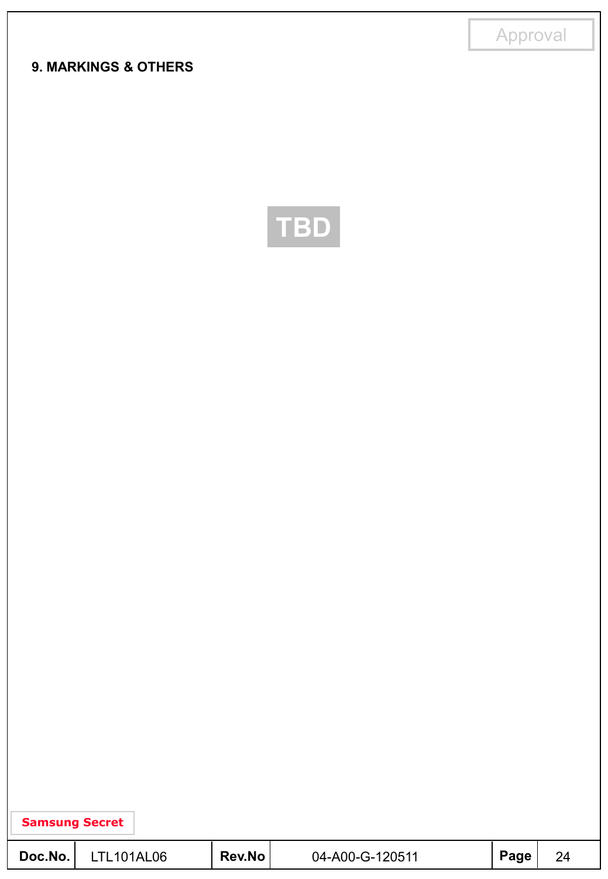## 9. MARKINGS & OTHERS

TBD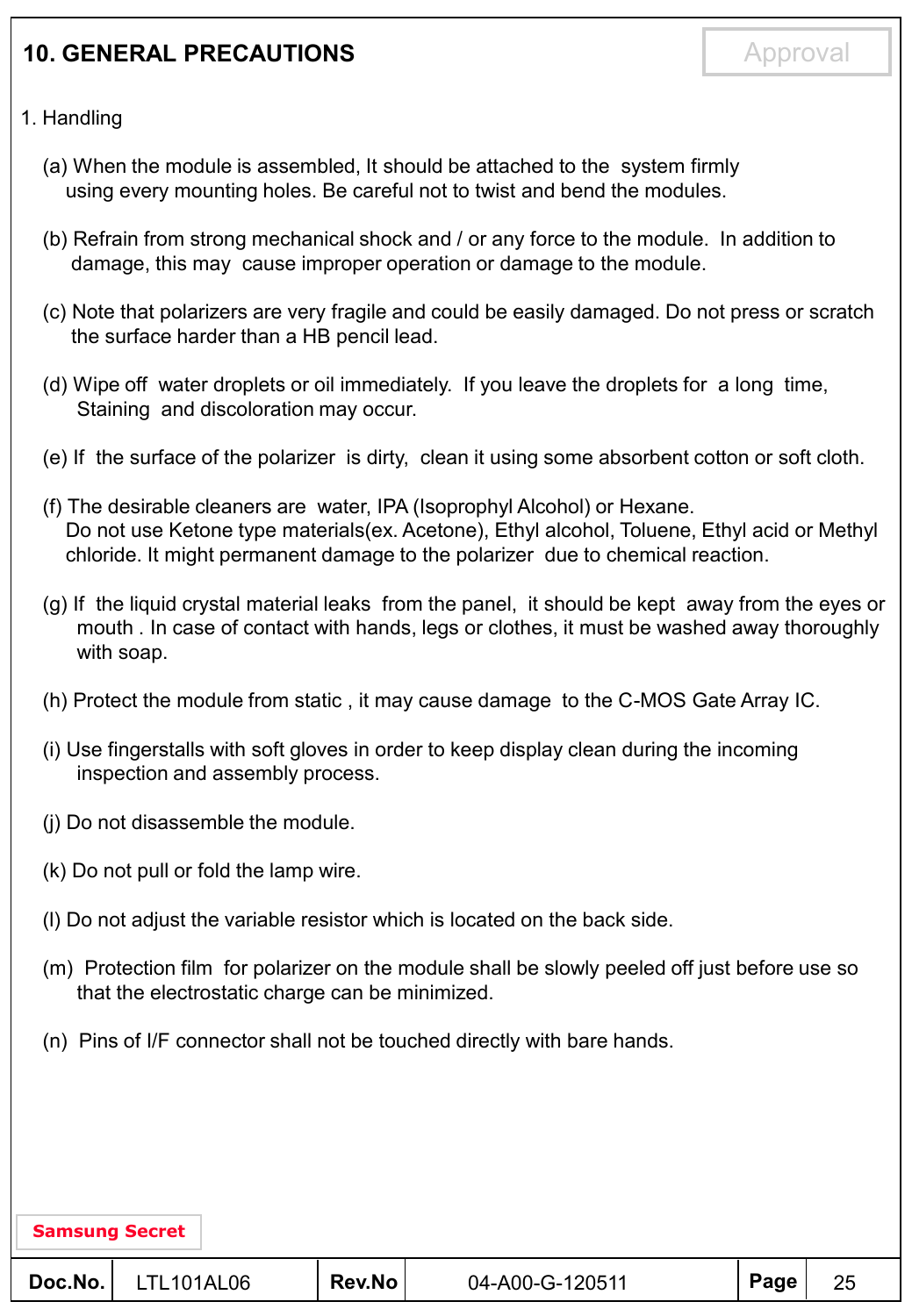## 10. GENERAL PRECAUTIONS

Approval

1. Handling

(a) When the module is assembled, It should be attached to the system firmly using every mounting holes. Be careful not to twist and bend the modules.

(b) Refrain from strong mechanical shock and / or any force to the module. In addition to damage, this may cause improper operation or damage to the module.

(c) Note that polarizers are very fragile and could be easily damaged. Do not press or scratch the surface harder than a HB pencil lead.

(d) Wipe off water droplets or oil immediately. If you leave the droplets for a long time, Staining and discoloration may occur.

(e) If the surface of the polarizer is dirty, clean it using some absorbent cotton or soft cloth.

(f) The desirable cleaners are water, IPA (Isoprophyl Alcohol) or Hexane. Do not use Ketone type materials(ex. Acetone), Ethyl alcohol, Toluene, Ethyl acid or Methyl chloride. It might permanent damage to the polarizer due to chemical reaction.

(g) If the liquid crystal material leaks from the panel, it should be kept away from the eyes or mouth . In case of contact with hands, legs or clothes, it must be washed away thoroughly with soap.

(h) Protect the module from static , it may cause damage to the C-MOS Gate Array IC.

(i) Use fingerstalls with soft gloves in order to keep display clean during the incoming inspection and assembly process.

(j) Do not disassemble the module.

(k) Do not pull or fold the lamp wire.

(l) Do not adjust the variable resistor which is located on the back side.

(m) Protection film for polarizer on the module shall be slowly peeled off just before use so that the electrostatic charge can be minimized.

(n) Pins of I/F connector shall not be touched directly with bare hands.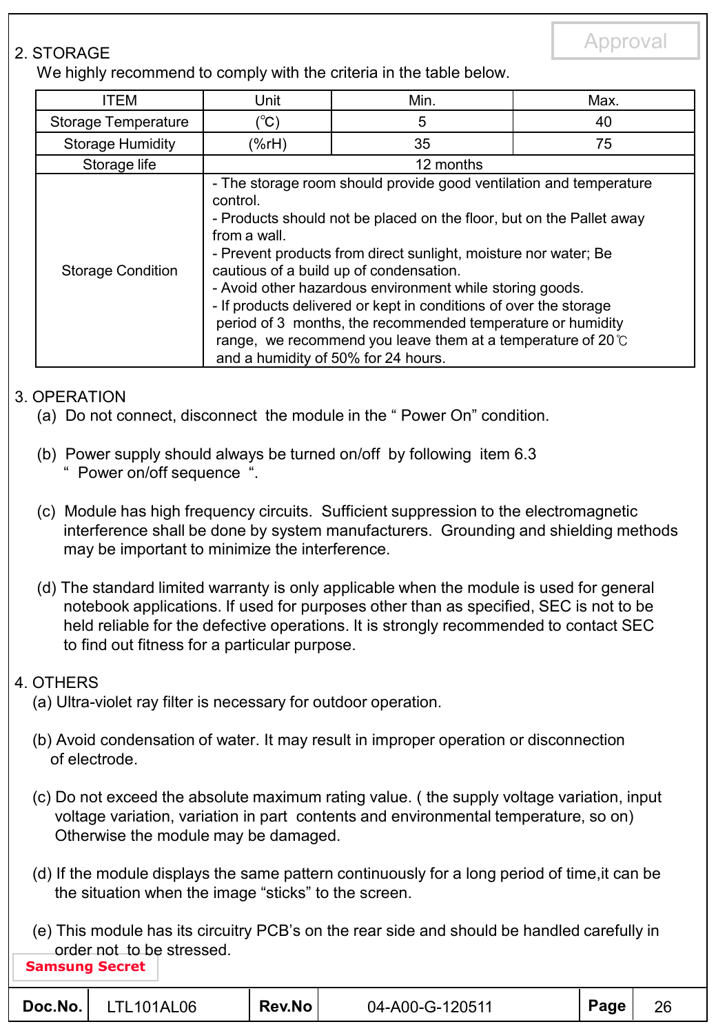Approval

## 2. STORAGE

We highly recommend to comply with the criteria in the table below.

| ITEM | Unit | Min. | Max. |
|---|---|---|---|
| Storage Temperature | (℃) | 5 | 40 |
| Storage Humidity | (%rH) | 35 | 75 |
| Storage life | 12 months | | |
| Storage Condition | - The storage room should provide good ventilation and temperature control.<br>- Products should not be placed on the floor, but on the Pallet away from a wall.<br>- Prevent products from direct sunlight, moisture nor water; Be cautious of a build up of condensation.<br>- Avoid other hazardous environment while storing goods.<br>- If products delivered or kept in conditions of over the storage period of 3 months, the recommended temperature or humidity range, we recommend you leave them at a temperature of 20℃ and a humidity of 50% for 24 hours. | | |

## 3. OPERATION

(a) Do not connect, disconnect the module in the " Power On" condition.

(b) Power supply should always be turned on/off by following item 6.3 " Power on/off sequence ".

(c) Module has high frequency circuits. Sufficient suppression to the electromagnetic interference shall be done by system manufacturers. Grounding and shielding methods may be important to minimize the interference.

(d) The standard limited warranty is only applicable when the module is used for general notebook applications. If used for purposes other than as specified, SEC is not to be held reliable for the defective operations. It is strongly recommended to contact SEC to find out fitness for a particular purpose.

## 4. OTHERS

(a) Ultra-violet ray filter is necessary for outdoor operation.

(b) Avoid condensation of water. It may result in improper operation or disconnection of electrode.

(c) Do not exceed the absolute maximum rating value. ( the supply voltage variation, input voltage variation, variation in part contents and environmental temperature, so on) Otherwise the module may be damaged.

(d) If the module displays the same pattern continuously for a long period of time,it can be the situation when the image "sticks" to the screen.

(e) This module has its circuitry PCB's on the rear side and should be handled carefully in order not to be stressed.

Samsung Secret

| Doc.No. | LTL101AL06 | Rev.No | 04-A00-G-120511 | Page | 26 |
|---|---|---|---|---|---|